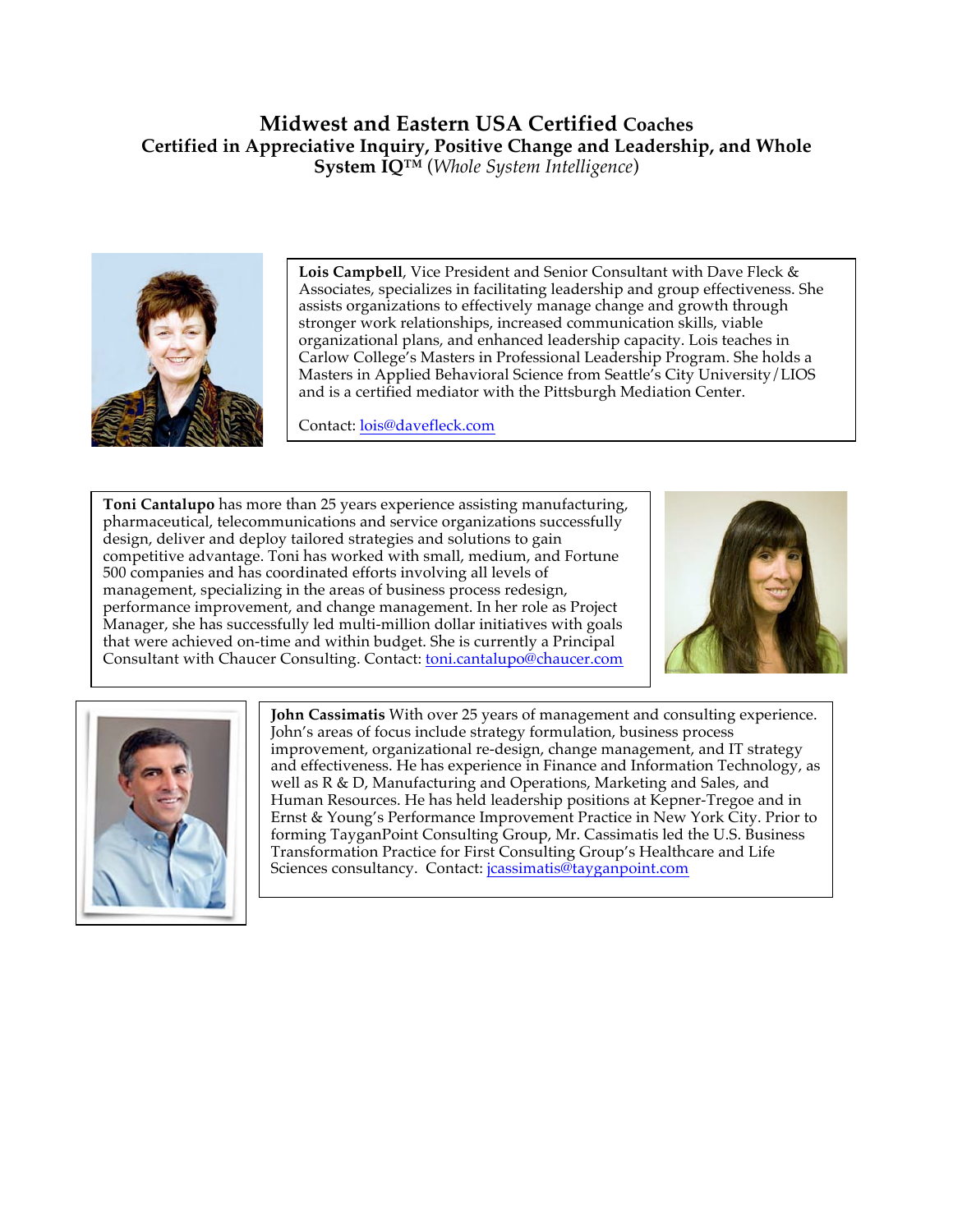# Midwest and Eastern USA Certified Coaches

## Certified in Appreciative Inquiry, Positive Change and Leadership, and Whole System IQ™ (*Whole System Intelligence*)

**Lois Campbell**, Vice President and Senior Consultant with Dave Fleck & Associates, specializes in facilitating leadership and group effectiveness. She assists organizations to effectively manage change and growth through stronger work relationships, increased communication skills, viable organizational plans, and enhanced leadership capacity. Lois teaches in Carlow College's Masters in Professional Leadership Program. She holds a Masters in Applied Behavioral Science from Seattle's City University/LIOS and is a certified mediator with the Pittsburgh Mediation Center.

Contact: lois@davefleck.com

**Toni Cantalupo** has more than 25 years experience assisting manufacturing, pharmaceutical, telecommunications and service organizations successfully design, deliver and deploy tailored strategies and solutions to gain competitive advantage. Toni has worked with small, medium, and Fortune 500 companies and has coordinated efforts involving all levels of management, specializing in the areas of business process redesign, performance improvement, and change management. In her role as Project Manager, she has successfully led multi-million dollar initiatives with goals that were achieved on-time and within budget. She is currently a Principal Consultant with Chaucer Consulting. Contact: toni.cantalupo@chaucer.com

**John Cassimatis** With over 25 years of management and consulting experience. John's areas of focus include strategy formulation, business process improvement, organizational re-design, change management, and IT strategy and effectiveness. He has experience in Finance and Information Technology, as well as R & D, Manufacturing and Operations, Marketing and Sales, and Human Resources. He has held leadership positions at Kepner-Tregoe and in Ernst & Young's Performance Improvement Practice in New York City. Prior to forming TayganPoint Consulting Group, Mr. Cassimatis led the U.S. Business Transformation Practice for First Consulting Group's Healthcare and Life Sciences consultancy. Contact: jcassimatis@tayganpoint.com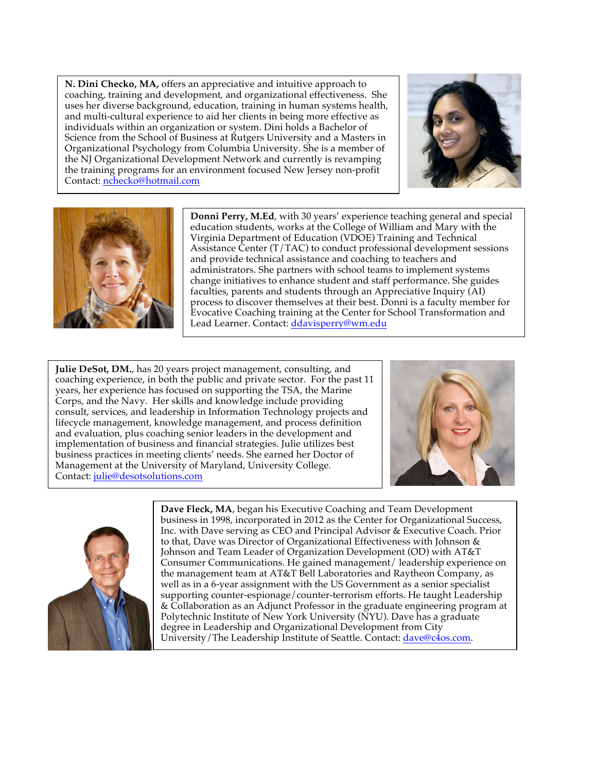**N. Dini Checko, MA,** offers an appreciative and intuitive approach to coaching, training and development, and organizational effectiveness. She uses her diverse background, education, training in human systems health, and multi-cultural experience to aid her clients in being more effective as individuals within an organization or system. Dini holds a Bachelor of Science from the School of Business at Rutgers University and a Masters in Organizational Psychology from Columbia University. She is a member of the NJ Organizational Development Network and currently is revamping the training programs for an environment focused New Jersey non-profit Contact: nchecko@hotmail.com

**Donni Perry, M.Ed**, with 30 years' experience teaching general and special education students, works at the College of William and Mary with the Virginia Department of Education (VDOE) Training and Technical Assistance Center (T/TAC) to conduct professional development sessions and provide technical assistance and coaching to teachers and administrators. She partners with school teams to implement systems change initiatives to enhance student and staff performance. She guides faculties, parents and students through an Appreciative Inquiry (AI) process to discover themselves at their best. Donni is a faculty member for Evocative Coaching training at the Center for School Transformation and Lead Learner. Contact: ddavisperry@wm.edu

**Julie DeSot, DM.**, has 20 years project management, consulting, and coaching experience, in both the public and private sector. For the past 11 years, her experience has focused on supporting the TSA, the Marine Corps, and the Navy. Her skills and knowledge include providing consult, services, and leadership in Information Technology projects and lifecycle management, knowledge management, and process definition and evaluation, plus coaching senior leaders in the development and implementation of business and financial strategies. Julie utilizes best business practices in meeting clients' needs. She earned her Doctor of Management at the University of Maryland, University College. Contact: julie@desotsolutions.com

**Dave Fleck, MA**, began his Executive Coaching and Team Development business in 1998, incorporated in 2012 as the Center for Organizational Success, Inc. with Dave serving as CEO and Principal Advisor & Executive Coach. Prior to that, Dave was Director of Organizational Effectiveness with Johnson & Johnson and Team Leader of Organization Development (OD) with AT&T Consumer Communications. He gained management/ leadership experience on the management team at AT&T Bell Laboratories and Raytheon Company, as well as in a 6-year assignment with the US Government as a senior specialist supporting counter-espionage/counter-terrorism efforts. He taught Leadership & Collaboration as an Adjunct Professor in the graduate engineering program at Polytechnic Institute of New York University (NYU). Dave has a graduate degree in Leadership and Organizational Development from City University/The Leadership Institute of Seattle. Contact: dave@c4os.com.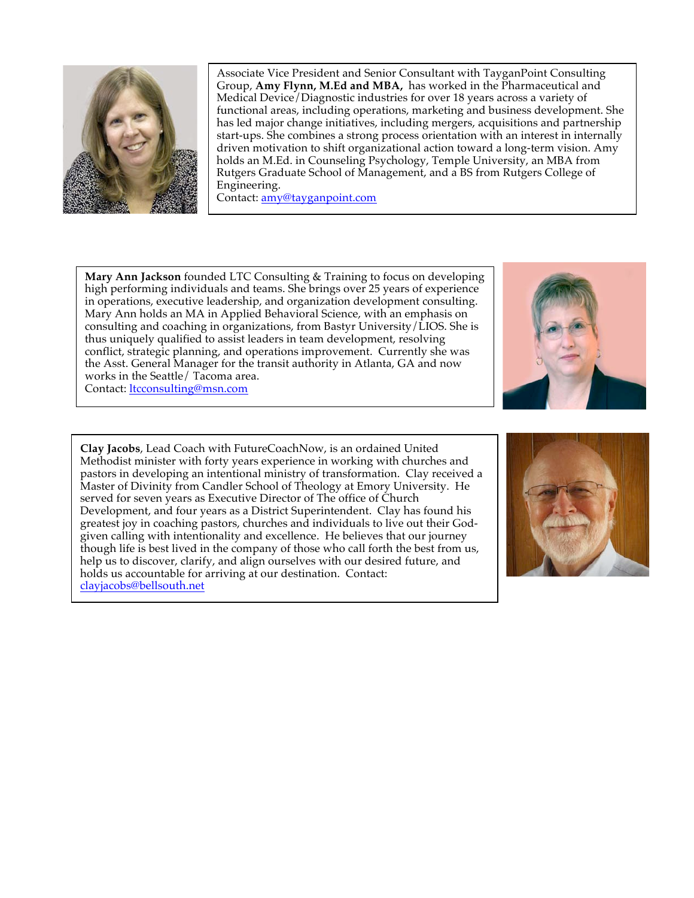Associate Vice President and Senior Consultant with TayganPoint Consulting Group, **Amy Flynn, M.Ed and MBA,** has worked in the Pharmaceutical and Medical Device/Diagnostic industries for over 18 years across a variety of functional areas, including operations, marketing and business development. She has led major change initiatives, including mergers, acquisitions and partnership start-ups. She combines a strong process orientation with an interest in internally driven motivation to shift organizational action toward a long-term vision. Amy holds an M.Ed. in Counseling Psychology, Temple University, an MBA from Rutgers Graduate School of Management, and a BS from Rutgers College of Engineering.
Contact: amy@tayganpoint.com

**Mary Ann Jackson** founded LTC Consulting & Training to focus on developing high performing individuals and teams. She brings over 25 years of experience in operations, executive leadership, and organization development consulting. Mary Ann holds an MA in Applied Behavioral Science, with an emphasis on consulting and coaching in organizations, from Bastyr University/LIOS. She is thus uniquely qualified to assist leaders in team development, resolving conflict, strategic planning, and operations improvement. Currently she was the Asst. General Manager for the transit authority in Atlanta, GA and now works in the Seattle/ Tacoma area.
Contact: ltcconsulting@msn.com

**Clay Jacobs**, Lead Coach with FutureCoachNow, is an ordained United Methodist minister with forty years experience in working with churches and pastors in developing an intentional ministry of transformation. Clay received a Master of Divinity from Candler School of Theology at Emory University. He served for seven years as Executive Director of The office of Church Development, and four years as a District Superintendent. Clay has found his greatest joy in coaching pastors, churches and individuals to live out their God-given calling with intentionality and excellence. He believes that our journey though life is best lived in the company of those who call forth the best from us, help us to discover, clarify, and align ourselves with our desired future, and holds us accountable for arriving at our destination. Contact: clayjacobs@bellsouth.net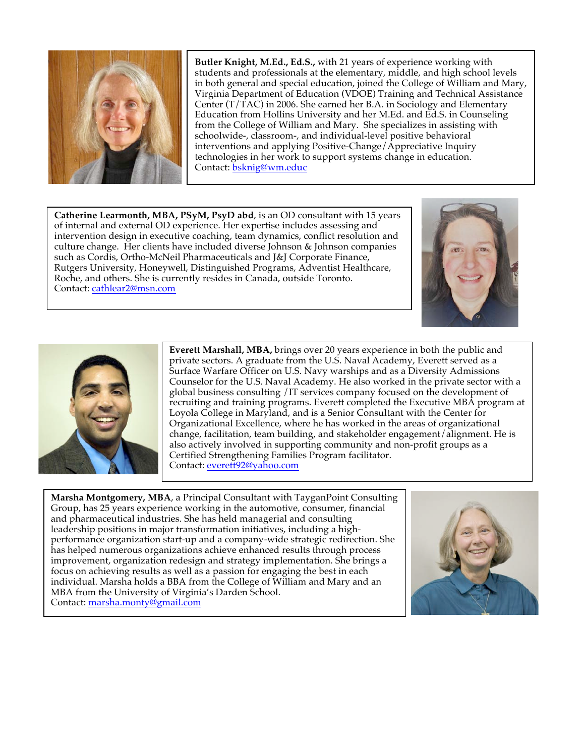**Butler Knight, M.Ed., Ed.S.,** with 21 years of experience working with students and professionals at the elementary, middle, and high school levels in both general and special education, joined the College of William and Mary, Virginia Department of Education (VDOE) Training and Technical Assistance Center (T/TAC) in 2006. She earned her B.A. in Sociology and Elementary Education from Hollins University and her M.Ed. and Ed.S. in Counseling from the College of William and Mary. She specializes in assisting with schoolwide-, classroom-, and individual-level positive behavioral interventions and applying Positive-Change/Appreciative Inquiry technologies in her work to support systems change in education.
Contact: bsknig@wm.educ

**Catherine Learmonth, MBA, PSyM, PsyD abd**, is an OD consultant with 15 years of internal and external OD experience. Her expertise includes assessing and intervention design in executive coaching, team dynamics, conflict resolution and culture change. Her clients have included diverse Johnson & Johnson companies such as Cordis, Ortho-McNeil Pharmaceuticals and J&J Corporate Finance, Rutgers University, Honeywell, Distinguished Programs, Adventist Healthcare, Roche, and others. She is currently resides in Canada, outside Toronto.
Contact: cathlear2@msn.com

**Everett Marshall, MBA,** brings over 20 years experience in both the public and private sectors. A graduate from the U.S. Naval Academy, Everett served as a Surface Warfare Officer on U.S. Navy warships and as a Diversity Admissions Counselor for the U.S. Naval Academy. He also worked in the private sector with a global business consulting /IT services company focused on the development of recruiting and training programs. Everett completed the Executive MBA program at Loyola College in Maryland, and is a Senior Consultant with the Center for Organizational Excellence, where he has worked in the areas of organizational change, facilitation, team building, and stakeholder engagement/alignment. He is also actively involved in supporting community and non-profit groups as a Certified Strengthening Families Program facilitator.
Contact: everett92@yahoo.com

**Marsha Montgomery, MBA**, a Principal Consultant with TayganPoint Consulting Group, has 25 years experience working in the automotive, consumer, financial and pharmaceutical industries. She has held managerial and consulting leadership positions in major transformation initiatives, including a high-performance organization start-up and a company-wide strategic redirection. She has helped numerous organizations achieve enhanced results through process improvement, organization redesign and strategy implementation. She brings a focus on achieving results as well as a passion for engaging the best in each individual. Marsha holds a BBA from the College of William and Mary and an MBA from the University of Virginia's Darden School.
Contact: marsha.monty@gmail.com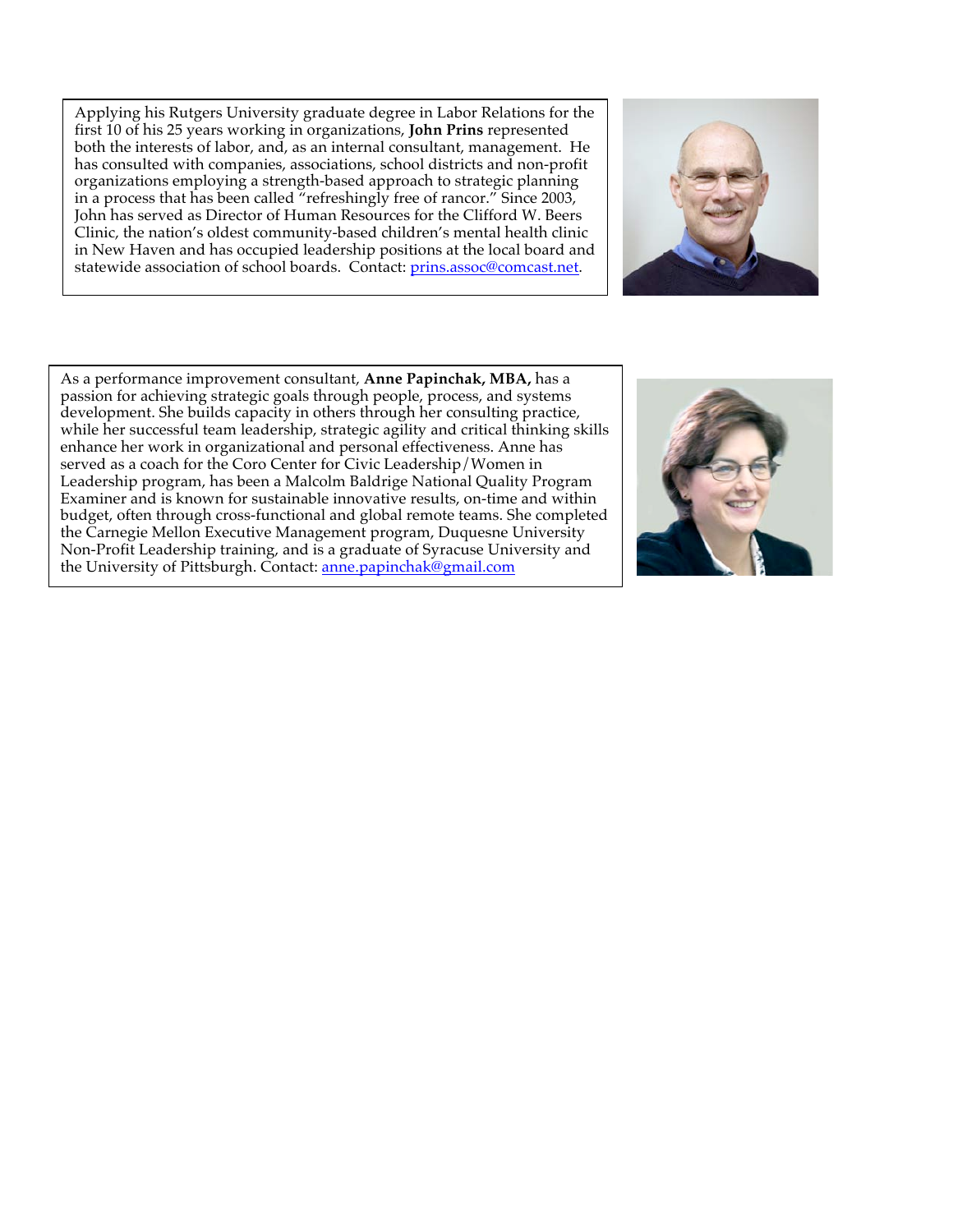Applying his Rutgers University graduate degree in Labor Relations for the first 10 of his 25 years working in organizations, **John Prins** represented both the interests of labor, and, as an internal consultant, management. He has consulted with companies, associations, school districts and non-profit organizations employing a strength-based approach to strategic planning in a process that has been called "refreshingly free of rancor." Since 2003, John has served as Director of Human Resources for the Clifford W. Beers Clinic, the nation's oldest community-based children's mental health clinic in New Haven and has occupied leadership positions at the local board and statewide association of school boards. Contact: prins.assoc@comcast.net.

As a performance improvement consultant, **Anne Papinchak, MBA,** has a passion for achieving strategic goals through people, process, and systems development. She builds capacity in others through her consulting practice, while her successful team leadership, strategic agility and critical thinking skills enhance her work in organizational and personal effectiveness. Anne has served as a coach for the Coro Center for Civic Leadership/Women in Leadership program, has been a Malcolm Baldrige National Quality Program Examiner and is known for sustainable innovative results, on-time and within budget, often through cross-functional and global remote teams. She completed the Carnegie Mellon Executive Management program, Duquesne University Non-Profit Leadership training, and is a graduate of Syracuse University and the University of Pittsburgh. Contact: anne.papinchak@gmail.com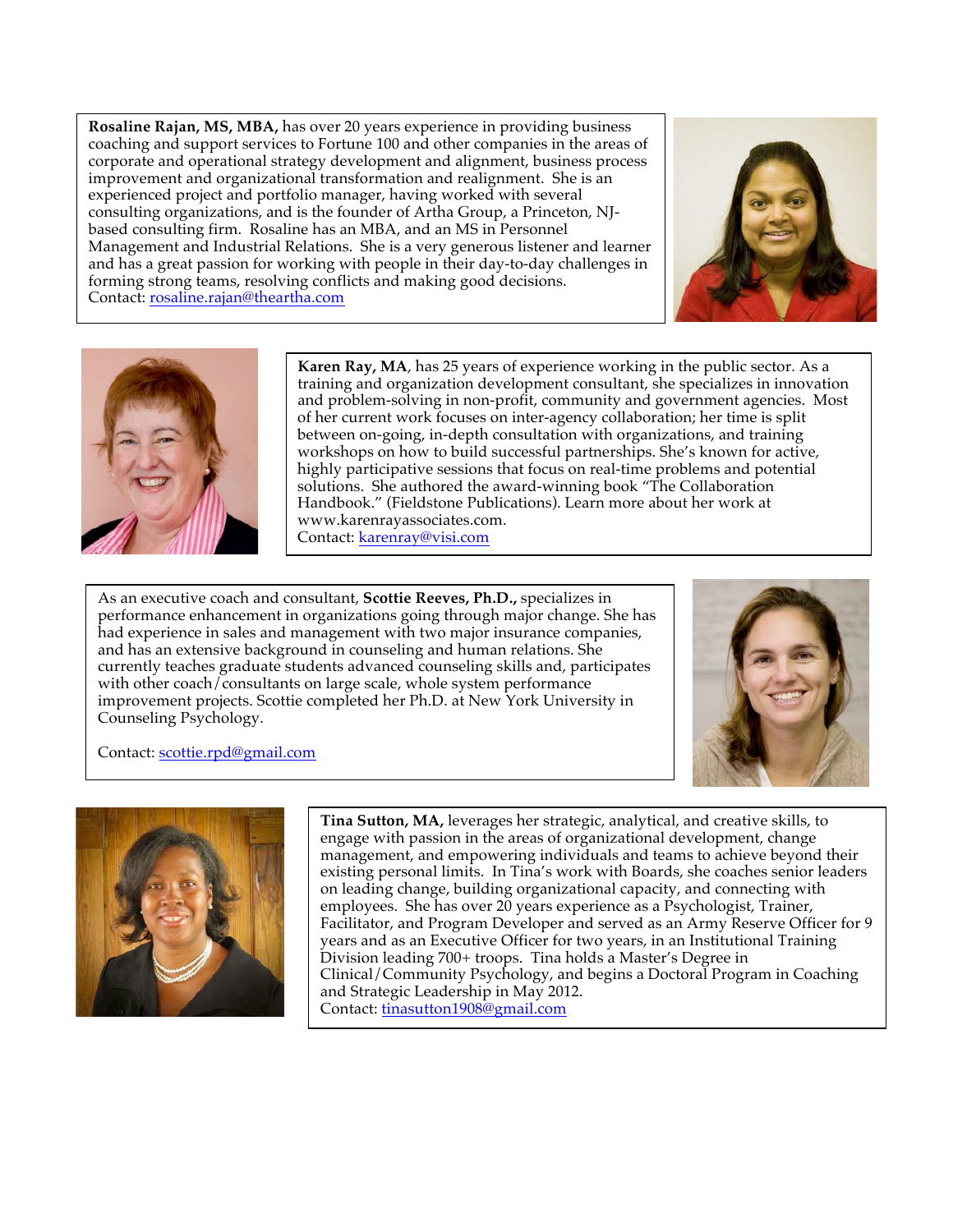**Rosaline Rajan, MS, MBA,** has over 20 years experience in providing business coaching and support services to Fortune 100 and other companies in the areas of corporate and operational strategy development and alignment, business process improvement and organizational transformation and realignment. She is an experienced project and portfolio manager, having worked with several consulting organizations, and is the founder of Artha Group, a Princeton, NJ-based consulting firm. Rosaline has an MBA, and an MS in Personnel Management and Industrial Relations. She is a very generous listener and learner and has a great passion for working with people in their day-to-day challenges in forming strong teams, resolving conflicts and making good decisions.
Contact: rosaline.rajan@theartha.com

**Karen Ray, MA**, has 25 years of experience working in the public sector. As a training and organization development consultant, she specializes in innovation and problem-solving in non-profit, community and government agencies. Most of her current work focuses on inter-agency collaboration; her time is split between on-going, in-depth consultation with organizations, and training workshops on how to build successful partnerships. She's known for active, highly participative sessions that focus on real-time problems and potential solutions. She authored the award-winning book "The Collaboration Handbook." (Fieldstone Publications). Learn more about her work at www.karenrayassociates.com.
Contact: karenray@visi.com

As an executive coach and consultant, **Scottie Reeves, Ph.D.,** specializes in performance enhancement in organizations going through major change. She has had experience in sales and management with two major insurance companies, and has an extensive background in counseling and human relations. She currently teaches graduate students advanced counseling skills and, participates with other coach/consultants on large scale, whole system performance improvement projects. Scottie completed her Ph.D. at New York University in Counseling Psychology.

Contact: scottie.rpd@gmail.com

**Tina Sutton, MA,** leverages her strategic, analytical, and creative skills, to engage with passion in the areas of organizational development, change management, and empowering individuals and teams to achieve beyond their existing personal limits. In Tina's work with Boards, she coaches senior leaders on leading change, building organizational capacity, and connecting with employees. She has over 20 years experience as a Psychologist, Trainer, Facilitator, and Program Developer and served as an Army Reserve Officer for 9 years and as an Executive Officer for two years, in an Institutional Training Division leading 700+ troops. Tina holds a Master's Degree in Clinical/Community Psychology, and begins a Doctoral Program in Coaching and Strategic Leadership in May 2012.
Contact: tinasutton1908@gmail.com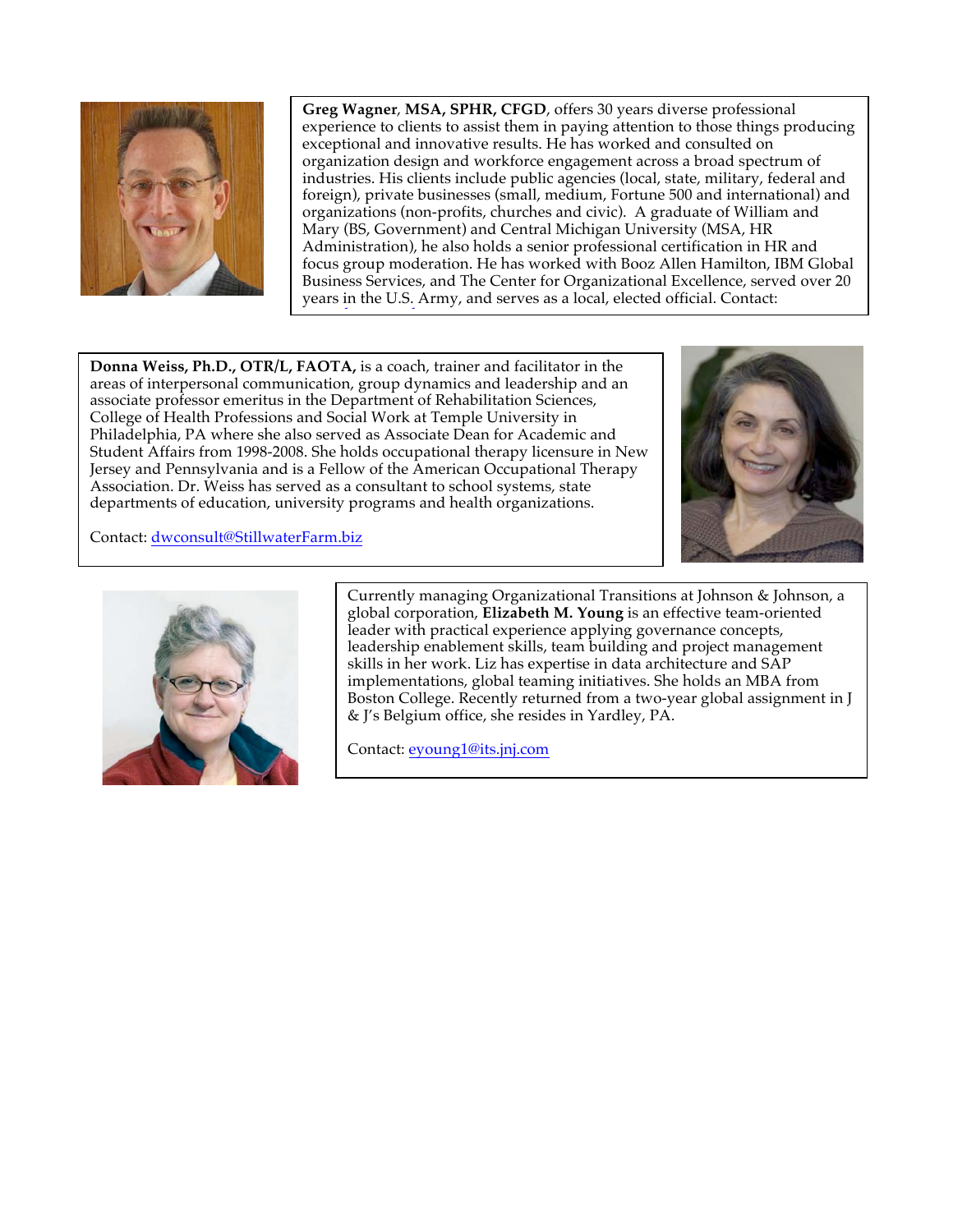**Greg Wagner**, **MSA, SPHR, CFGD**, offers 30 years diverse professional experience to clients to assist them in paying attention to those things producing exceptional and innovative results. He has worked and consulted on organization design and workforce engagement across a broad spectrum of industries. His clients include public agencies (local, state, military, federal and foreign), private businesses (small, medium, Fortune 500 and international) and organizations (non-profits, churches and civic). A graduate of William and Mary (BS, Government) and Central Michigan University (MSA, HR Administration), he also holds a senior professional certification in HR and focus group moderation. He has worked with Booz Allen Hamilton, IBM Global Business Services, and The Center for Organizational Excellence, served over 20 years in the U.S. Army, and serves as a local, elected official. Contact:

**Donna Weiss, Ph.D., OTR/L, FAOTA,** is a coach, trainer and facilitator in the areas of interpersonal communication, group dynamics and leadership and an associate professor emeritus in the Department of Rehabilitation Sciences, College of Health Professions and Social Work at Temple University in Philadelphia, PA where she also served as Associate Dean for Academic and Student Affairs from 1998-2008. She holds occupational therapy licensure in New Jersey and Pennsylvania and is a Fellow of the American Occupational Therapy Association. Dr. Weiss has served as a consultant to school systems, state departments of education, university programs and health organizations.

Contact: dwconsult@StillwaterFarm.biz

Currently managing Organizational Transitions at Johnson & Johnson, a global corporation, **Elizabeth M. Young** is an effective team-oriented leader with practical experience applying governance concepts, leadership enablement skills, team building and project management skills in her work. Liz has expertise in data architecture and SAP implementations, global teaming initiatives. She holds an MBA from Boston College. Recently returned from a two-year global assignment in J & J's Belgium office, she resides in Yardley, PA.

Contact: eyoung1@its.jnj.com